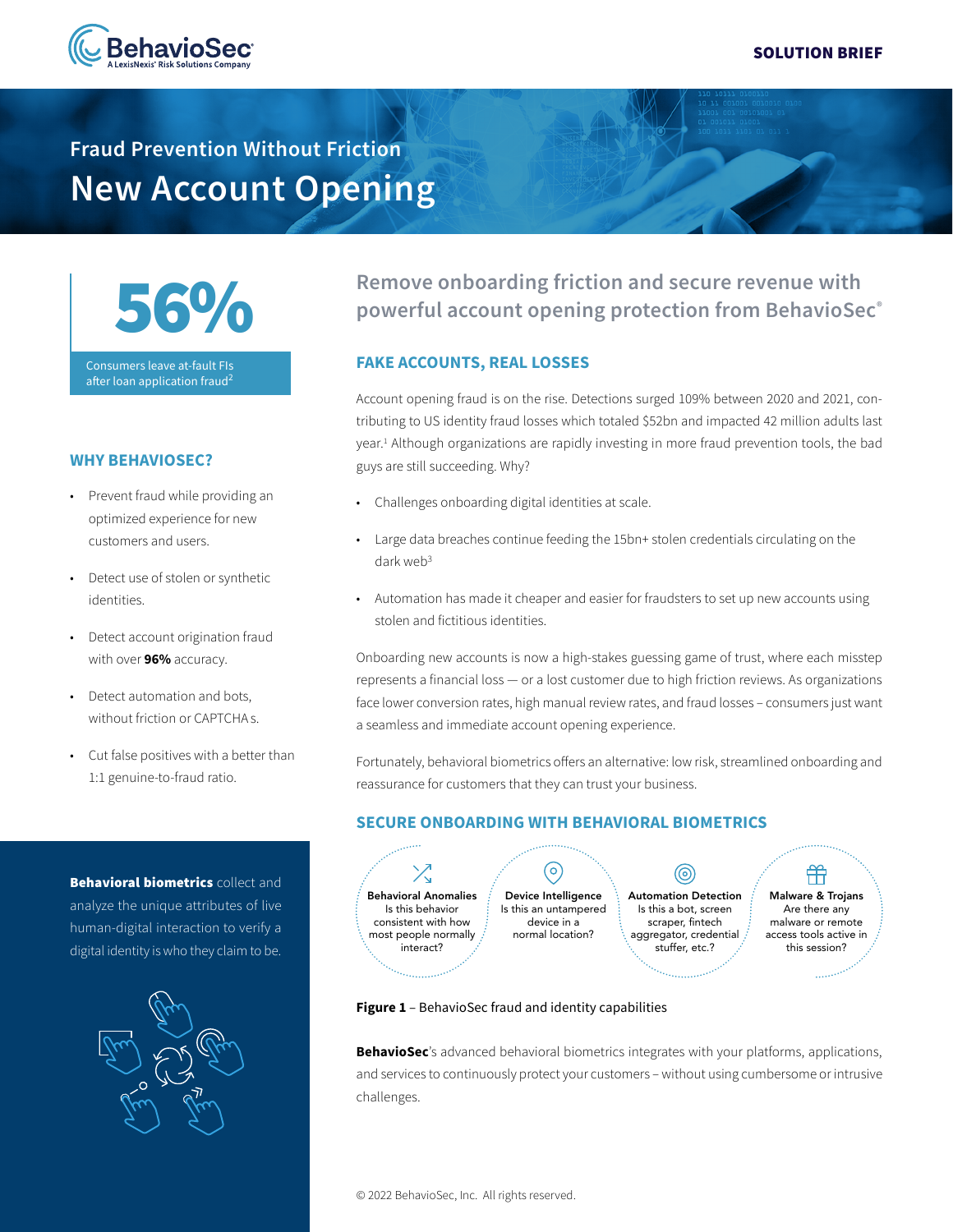SOLUTION BRIEF

## Fraud Prevention Without Friction

# New Account Opening

**56%**

Consumers leave at-fault FIs after loan application fraud[2]

### WHY BEHAVIOSEC?

- Prevent fraud while providing an optimized experience for new customers and users.
- Detect use of stolen or synthetic identities.
- Detect account origination fraud with over **96%** accuracy.
- Detect automation and bots, without friction or CAPTCHA s.
- Cut false positives with a better than 1:1 genuine-to-fraud ratio.

**Behavioral biometrics** collect and analyze the unique attributes of live human-digital interaction to verify a digital identity is who they claim to be.

## Remove onboarding friction and secure revenue with powerful account opening protection from BehavioSec®

### FAKE ACCOUNTS, REAL LOSSES

Account opening fraud is on the rise. Detections surged 109% between 2020 and 2021, contributing to US identity fraud losses which totaled $52bn and impacted 42 million adults last year.[1] Although organizations are rapidly investing in more fraud prevention tools, the bad guys are still succeeding. Why?

- Challenges onboarding digital identities at scale.
- Large data breaches continue feeding the 15bn+ stolen credentials circulating on the dark web[3]
- Automation has made it cheaper and easier for fraudsters to set up new accounts using stolen and fictitious identities.

Onboarding new accounts is now a high-stakes guessing game of trust, where each misstep represents a financial loss — or a lost customer due to high friction reviews. As organizations face lower conversion rates, high manual review rates, and fraud losses – consumers just want a seamless and immediate account opening experience.

Fortunately, behavioral biometrics offers an alternative: low risk, streamlined onboarding and reassurance for customers that they can trust your business.

### SECURE ONBOARDING WITH BEHAVIORAL BIOMETRICS

**Behavioral Anomalies**
Is this behavior consistent with how most people normally interact?

**Device Intelligence**
Is this an untampered device in a normal location?

**Automation Detection**
Is this a bot, screen scraper, fintech aggregator, credential stuffer, etc.?

**Malware & Trojans**
Are there any malware or remote access tools active in this session?

**Figure 1** – BehavioSec fraud and identity capabilities

**BehavioSec**'s advanced behavioral biometrics integrates with your platforms, applications, and services to continuously protect your customers – without using cumbersome or intrusive challenges.

© 2022 BehavioSec, Inc. All rights reserved.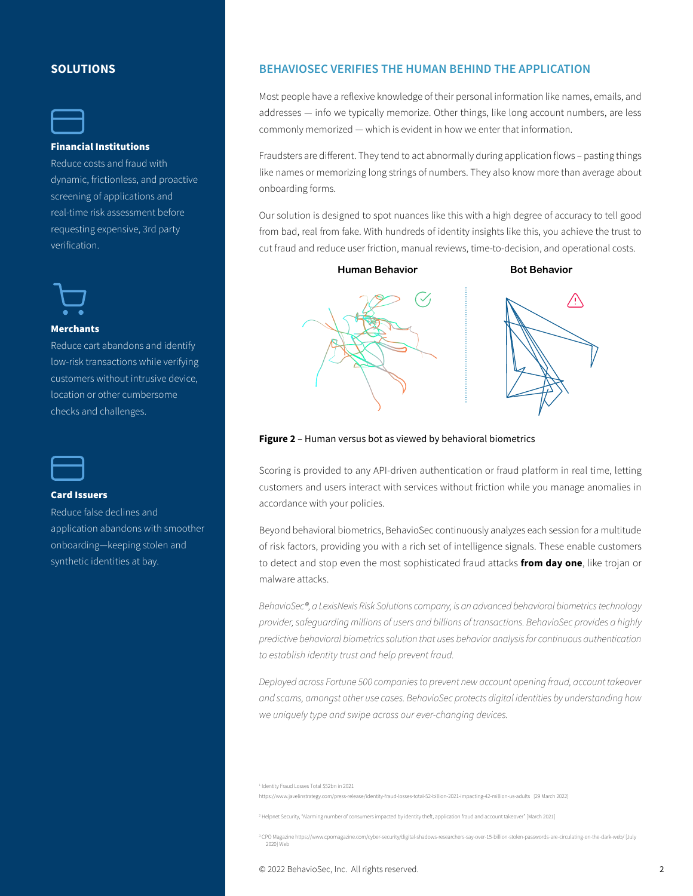## SOLUTIONS

**Financial Institutions**

Reduce costs and fraud with dynamic, frictionless, and proactive screening of applications and real-time risk assessment before requesting expensive, 3rd party verification.

**Merchants**

Reduce cart abandons and identify low-risk transactions while verifying customers without intrusive device, location or other cumbersome checks and challenges.

**Card Issuers**

Reduce false declines and application abandons with smoother onboarding—keeping stolen and synthetic identities at bay.

## BEHAVIOSEC VERIFIES THE HUMAN BEHIND THE APPLICATION

Most people have a reflexive knowledge of their personal information like names, emails, and addresses — info we typically memorize. Other things, like long account numbers, are less commonly memorized — which is evident in how we enter that information.

Fraudsters are different. They tend to act abnormally during application flows – pasting things like names or memorizing long strings of numbers. They also know more than average about onboarding forms.

Our solution is designed to spot nuances like this with a high degree of accuracy to tell good from bad, real from fake. With hundreds of identity insights like this, you achieve the trust to cut fraud and reduce user friction, manual reviews, time-to-decision, and operational costs.

Human Behavior

Bot Behavior

**Figure 2** – Human versus bot as viewed by behavioral biometrics

Scoring is provided to any API-driven authentication or fraud platform in real time, letting customers and users interact with services without friction while you manage anomalies in accordance with your policies.

Beyond behavioral biometrics, BehavioSec continuously analyzes each session for a multitude of risk factors, providing you with a rich set of intelligence signals. These enable customers to detect and stop even the most sophisticated fraud attacks **from day one**, like trojan or malware attacks.

*BehavioSec®, a LexisNexis Risk Solutions company, is an advanced behavioral biometrics technology provider, safeguarding millions of users and billions of transactions. BehavioSec provides a highly predictive behavioral biometrics solution that uses behavior analysis for continuous authentication to establish identity trust and help prevent fraud.*

*Deployed across Fortune 500 companies to prevent new account opening fraud, account takeover and scams, amongst other use cases. BehavioSec protects digital identities by understanding how we uniquely type and swipe across our ever-changing devices.*

[1] Identity Fraud Losses Total $52bn in 2021 https://www.javelinstrategy.com/press-release/identity-fraud-losses-total-52-billion-2021-impacting-42-million-us-adults [29 March 2022]

[2] Helpnet Security, "Alarming number of consumers impacted by identity theft, application fraud and account takeover" [March 2021]

[3] CPO Magazine https://www.cpomagazine.com/cyber-security/digital-shadows-researchers-say-over-15-billion-stolen-passwords-are-circulating-on-the-dark-web/ [July 2020] Web

© 2022 BehavioSec, Inc. All rights reserved.